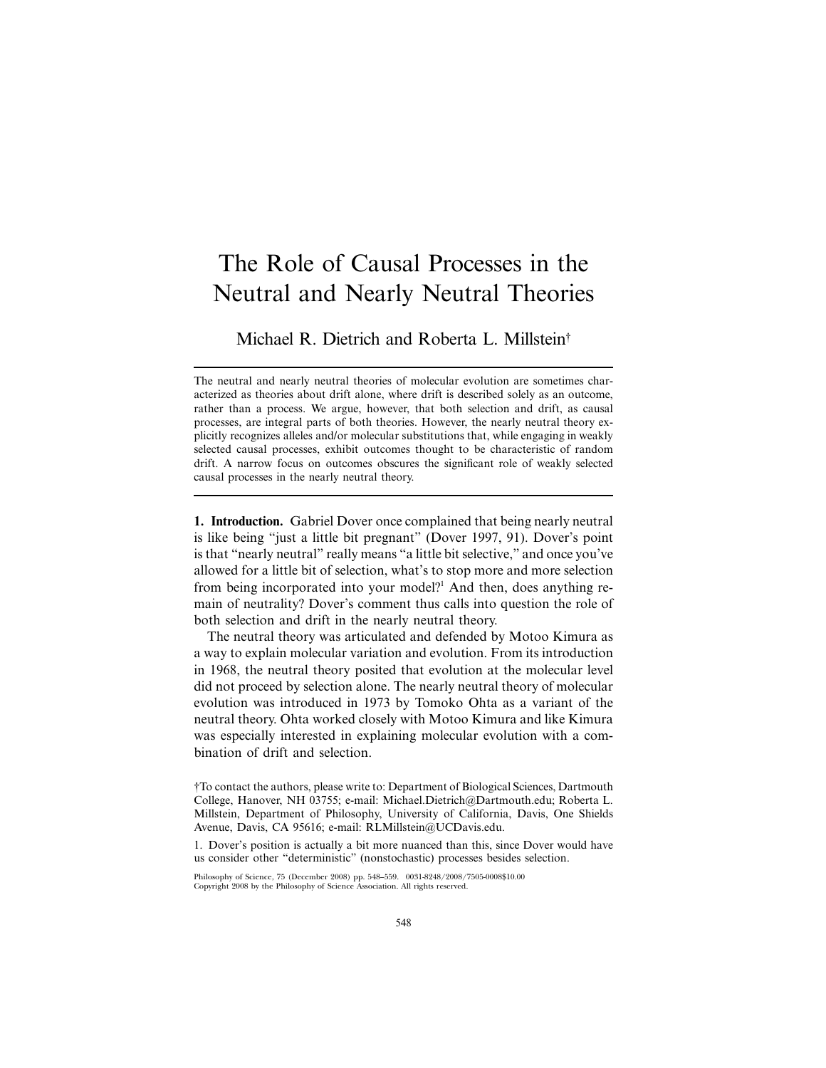# The Role of Causal Processes in the Neutral and Nearly Neutral Theories

Michael R. Dietrich and Roberta L. Millstein†

---

The neutral and nearly neutral theories of molecular evolution are sometimes characterized as theories about drift alone, where drift is described solely as an outcome, rather than a process. We argue, however, that both selection and drift, as causal processes, are integral parts of both theories. However, the nearly neutral theory explicitly recognizes alleles and/or molecular substitutions that, while engaging in weakly selected causal processes, exhibit outcomes thought to be characteristic of random drift. A narrow focus on outcomes obscures the significant role of weakly selected causal processes in the nearly neutral theory.

---

**1. Introduction.** Gabriel Dover once complained that being nearly neutral is like being "just a little bit pregnant" (Dover 1997, 91). Dover's point is that "nearly neutral" really means "a little bit selective," and once you've allowed for a little bit of selection, what's to stop more and more selection from being incorporated into your model?[1] And then, does anything remain of neutrality? Dover's comment thus calls into question the role of both selection and drift in the nearly neutral theory.

The neutral theory was articulated and defended by Motoo Kimura as a way to explain molecular variation and evolution. From its introduction in 1968, the neutral theory posited that evolution at the molecular level did not proceed by selection alone. The nearly neutral theory of molecular evolution was introduced in 1973 by Tomoko Ohta as a variant of the neutral theory. Ohta worked closely with Motoo Kimura and like Kimura was especially interested in explaining molecular evolution with a combination of drift and selection.

†To contact the authors, please write to: Department of Biological Sciences, Dartmouth College, Hanover, NH 03755; e-mail: Michael.Dietrich@Dartmouth.edu; Roberta L. Millstein, Department of Philosophy, University of California, Davis, One Shields Avenue, Davis, CA 95616; e-mail: RLMillstein@UCDavis.edu.

1. Dover's position is actually a bit more nuanced than this, since Dover would have us consider other "deterministic" (nonstochastic) processes besides selection.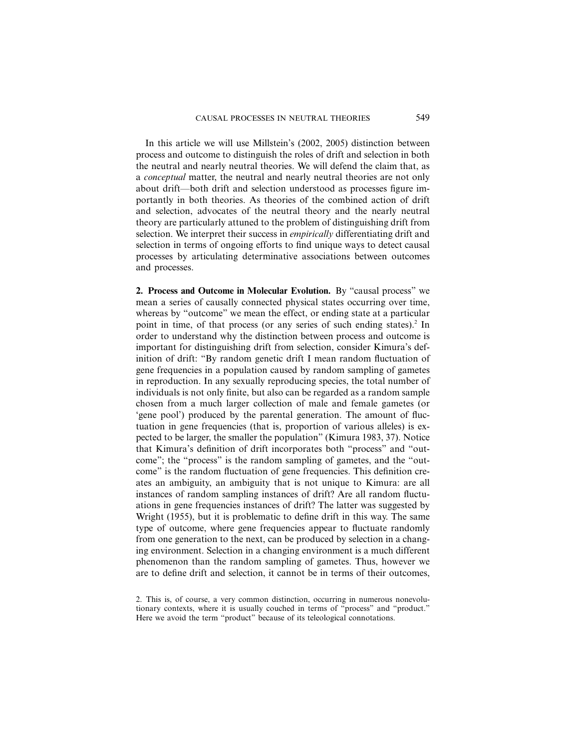In this article we will use Millstein's (2002, 2005) distinction between process and outcome to distinguish the roles of drift and selection in both the neutral and nearly neutral theories. We will defend the claim that, as a *conceptual* matter, the neutral and nearly neutral theories are not only about drift—both drift and selection understood as processes figure importantly in both theories. As theories of the combined action of drift and selection, advocates of the neutral theory and the nearly neutral theory are particularly attuned to the problem of distinguishing drift from selection. We interpret their success in *empirically* differentiating drift and selection in terms of ongoing efforts to find unique ways to detect causal processes by articulating determinative associations between outcomes and processes.

**2. Process and Outcome in Molecular Evolution.** By "causal process" we mean a series of causally connected physical states occurring over time, whereas by "outcome" we mean the effect, or ending state at a particular point in time, of that process (or any series of such ending states).[2] In order to understand why the distinction between process and outcome is important for distinguishing drift from selection, consider Kimura's definition of drift: "By random genetic drift I mean random fluctuation of gene frequencies in a population caused by random sampling of gametes in reproduction. In any sexually reproducing species, the total number of individuals is not only finite, but also can be regarded as a random sample chosen from a much larger collection of male and female gametes (or 'gene pool') produced by the parental generation. The amount of fluctuation in gene frequencies (that is, proportion of various alleles) is expected to be larger, the smaller the population" (Kimura 1983, 37). Notice that Kimura's definition of drift incorporates both "process" and "outcome"; the "process" is the random sampling of gametes, and the "outcome" is the random fluctuation of gene frequencies. This definition creates an ambiguity, an ambiguity that is not unique to Kimura: are all instances of random sampling instances of drift? Are all random fluctuations in gene frequencies instances of drift? The latter was suggested by Wright (1955), but it is problematic to define drift in this way. The same type of outcome, where gene frequencies appear to fluctuate randomly from one generation to the next, can be produced by selection in a changing environment. Selection in a changing environment is a much different phenomenon than the random sampling of gametes. Thus, however we are to define drift and selection, it cannot be in terms of their outcomes,

2. This is, of course, a very common distinction, occurring in numerous nonevolutionary contexts, where it is usually couched in terms of "process" and "product." Here we avoid the term "product" because of its teleological connotations.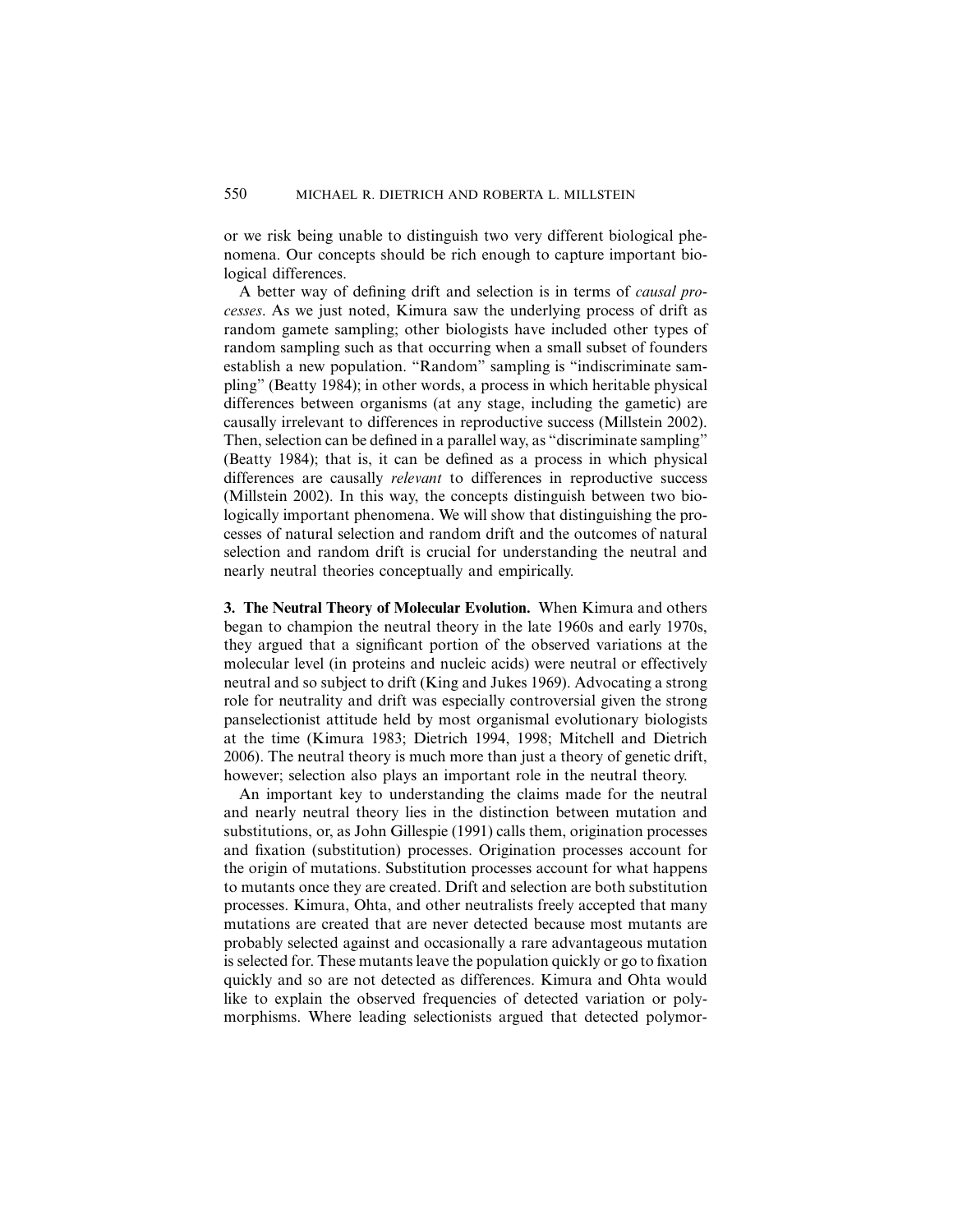or we risk being unable to distinguish two very different biological phenomena. Our concepts should be rich enough to capture important biological differences.

A better way of defining drift and selection is in terms of *causal processes*. As we just noted, Kimura saw the underlying process of drift as random gamete sampling; other biologists have included other types of random sampling such as that occurring when a small subset of founders establish a new population. "Random" sampling is "indiscriminate sampling" (Beatty 1984); in other words, a process in which heritable physical differences between organisms (at any stage, including the gametic) are causally irrelevant to differences in reproductive success (Millstein 2002). Then, selection can be defined in a parallel way, as "discriminate sampling" (Beatty 1984); that is, it can be defined as a process in which physical differences are causally *relevant* to differences in reproductive success (Millstein 2002). In this way, the concepts distinguish between two biologically important phenomena. We will show that distinguishing the processes of natural selection and random drift and the outcomes of natural selection and random drift is crucial for understanding the neutral and nearly neutral theories conceptually and empirically.

**3. The Neutral Theory of Molecular Evolution.** When Kimura and others began to champion the neutral theory in the late 1960s and early 1970s, they argued that a significant portion of the observed variations at the molecular level (in proteins and nucleic acids) were neutral or effectively neutral and so subject to drift (King and Jukes 1969). Advocating a strong role for neutrality and drift was especially controversial given the strong panselectionist attitude held by most organismal evolutionary biologists at the time (Kimura 1983; Dietrich 1994, 1998; Mitchell and Dietrich 2006). The neutral theory is much more than just a theory of genetic drift, however; selection also plays an important role in the neutral theory.

An important key to understanding the claims made for the neutral and nearly neutral theory lies in the distinction between mutation and substitutions, or, as John Gillespie (1991) calls them, origination processes and fixation (substitution) processes. Origination processes account for the origin of mutations. Substitution processes account for what happens to mutants once they are created. Drift and selection are both substitution processes. Kimura, Ohta, and other neutralists freely accepted that many mutations are created that are never detected because most mutants are probably selected against and occasionally a rare advantageous mutation is selected for. These mutants leave the population quickly or go to fixation quickly and so are not detected as differences. Kimura and Ohta would like to explain the observed frequencies of detected variation or polymorphisms. Where leading selectionists argued that detected polymor-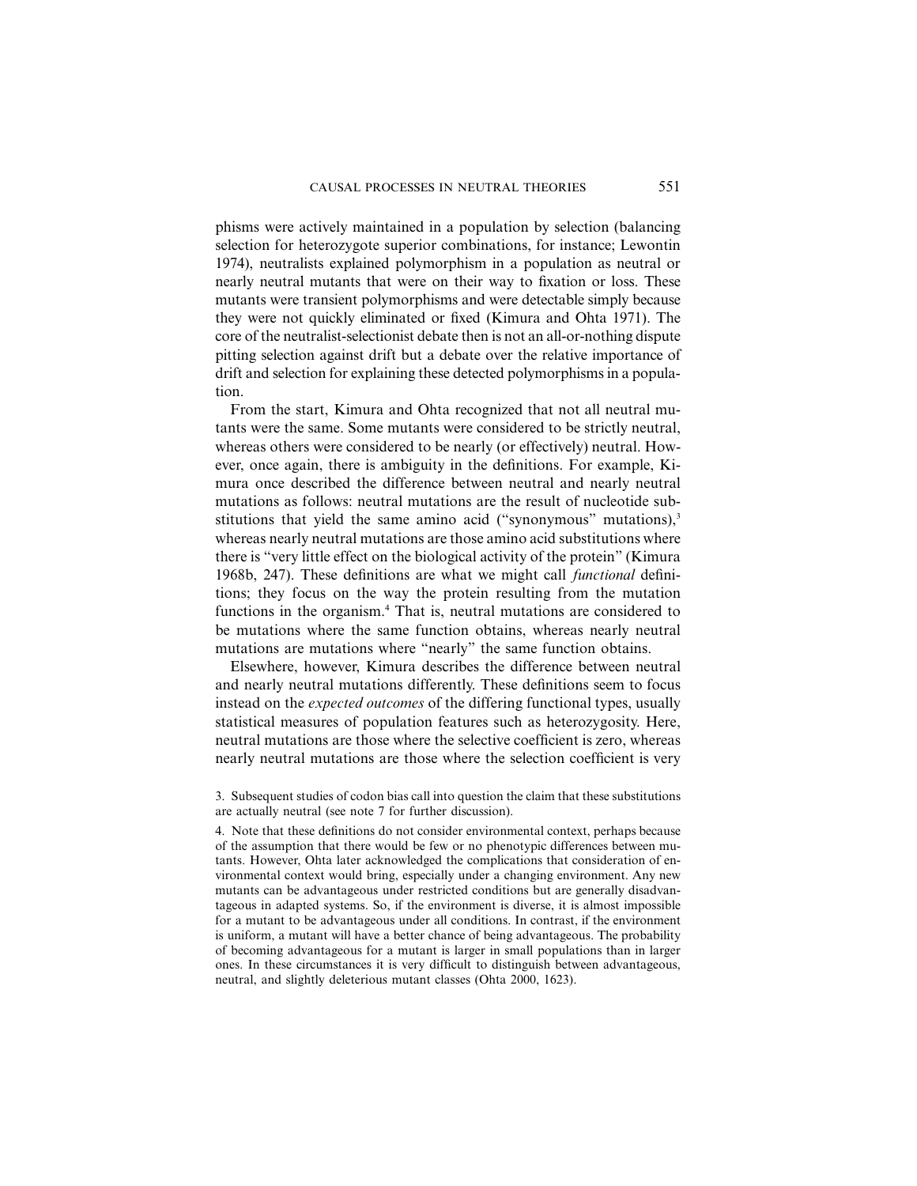phisms were actively maintained in a population by selection (balancing selection for heterozygote superior combinations, for instance; Lewontin 1974), neutralists explained polymorphism in a population as neutral or nearly neutral mutants that were on their way to fixation or loss. These mutants were transient polymorphisms and were detectable simply because they were not quickly eliminated or fixed (Kimura and Ohta 1971). The core of the neutralist-selectionist debate then is not an all-or-nothing dispute pitting selection against drift but a debate over the relative importance of drift and selection for explaining these detected polymorphisms in a population.

From the start, Kimura and Ohta recognized that not all neutral mutants were the same. Some mutants were considered to be strictly neutral, whereas others were considered to be nearly (or effectively) neutral. However, once again, there is ambiguity in the definitions. For example, Kimura once described the difference between neutral and nearly neutral mutations as follows: neutral mutations are the result of nucleotide substitutions that yield the same amino acid ("synonymous" mutations),[3] whereas nearly neutral mutations are those amino acid substitutions where there is "very little effect on the biological activity of the protein" (Kimura 1968b, 247). These definitions are what we might call *functional* definitions; they focus on the way the protein resulting from the mutation functions in the organism.[4] That is, neutral mutations are considered to be mutations where the same function obtains, whereas nearly neutral mutations are mutations where "nearly" the same function obtains.

Elsewhere, however, Kimura describes the difference between neutral and nearly neutral mutations differently. These definitions seem to focus instead on the *expected outcomes* of the differing functional types, usually statistical measures of population features such as heterozygosity. Here, neutral mutations are those where the selective coefficient is zero, whereas nearly neutral mutations are those where the selection coefficient is very

3. Subsequent studies of codon bias call into question the claim that these substitutions are actually neutral (see note 7 for further discussion).

4. Note that these definitions do not consider environmental context, perhaps because of the assumption that there would be few or no phenotypic differences between mutants. However, Ohta later acknowledged the complications that consideration of environmental context would bring, especially under a changing environment. Any new mutants can be advantageous under restricted conditions but are generally disadvantageous in adapted systems. So, if the environment is diverse, it is almost impossible for a mutant to be advantageous under all conditions. In contrast, if the environment is uniform, a mutant will have a better chance of being advantageous. The probability of becoming advantageous for a mutant is larger in small populations than in larger ones. In these circumstances it is very difficult to distinguish between advantageous, neutral, and slightly deleterious mutant classes (Ohta 2000, 1623).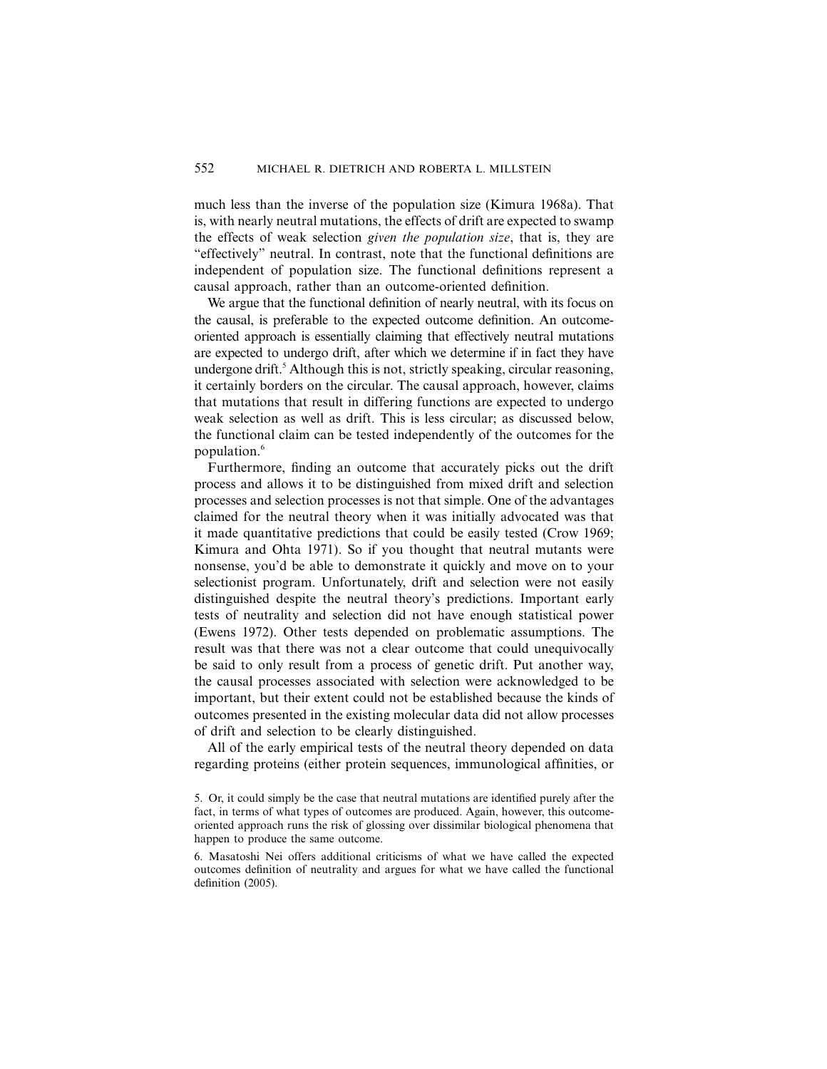much less than the inverse of the population size (Kimura 1968a). That is, with nearly neutral mutations, the effects of drift are expected to swamp the effects of weak selection *given the population size*, that is, they are "effectively" neutral. In contrast, note that the functional definitions are independent of population size. The functional definitions represent a causal approach, rather than an outcome-oriented definition.

We argue that the functional definition of nearly neutral, with its focus on the causal, is preferable to the expected outcome definition. An outcome-oriented approach is essentially claiming that effectively neutral mutations are expected to undergo drift, after which we determine if in fact they have undergone drift.[5] Although this is not, strictly speaking, circular reasoning, it certainly borders on the circular. The causal approach, however, claims that mutations that result in differing functions are expected to undergo weak selection as well as drift. This is less circular; as discussed below, the functional claim can be tested independently of the outcomes for the population.[6]

Furthermore, finding an outcome that accurately picks out the drift process and allows it to be distinguished from mixed drift and selection processes and selection processes is not that simple. One of the advantages claimed for the neutral theory when it was initially advocated was that it made quantitative predictions that could be easily tested (Crow 1969; Kimura and Ohta 1971). So if you thought that neutral mutants were nonsense, you'd be able to demonstrate it quickly and move on to your selectionist program. Unfortunately, drift and selection were not easily distinguished despite the neutral theory's predictions. Important early tests of neutrality and selection did not have enough statistical power (Ewens 1972). Other tests depended on problematic assumptions. The result was that there was not a clear outcome that could unequivocally be said to only result from a process of genetic drift. Put another way, the causal processes associated with selection were acknowledged to be important, but their extent could not be established because the kinds of outcomes presented in the existing molecular data did not allow processes of drift and selection to be clearly distinguished.

All of the early empirical tests of the neutral theory depended on data regarding proteins (either protein sequences, immunological affinities, or

5. Or, it could simply be the case that neutral mutations are identified purely after the fact, in terms of what types of outcomes are produced. Again, however, this outcome-oriented approach runs the risk of glossing over dissimilar biological phenomena that happen to produce the same outcome.

6. Masatoshi Nei offers additional criticisms of what we have called the expected outcomes definition of neutrality and argues for what we have called the functional definition (2005).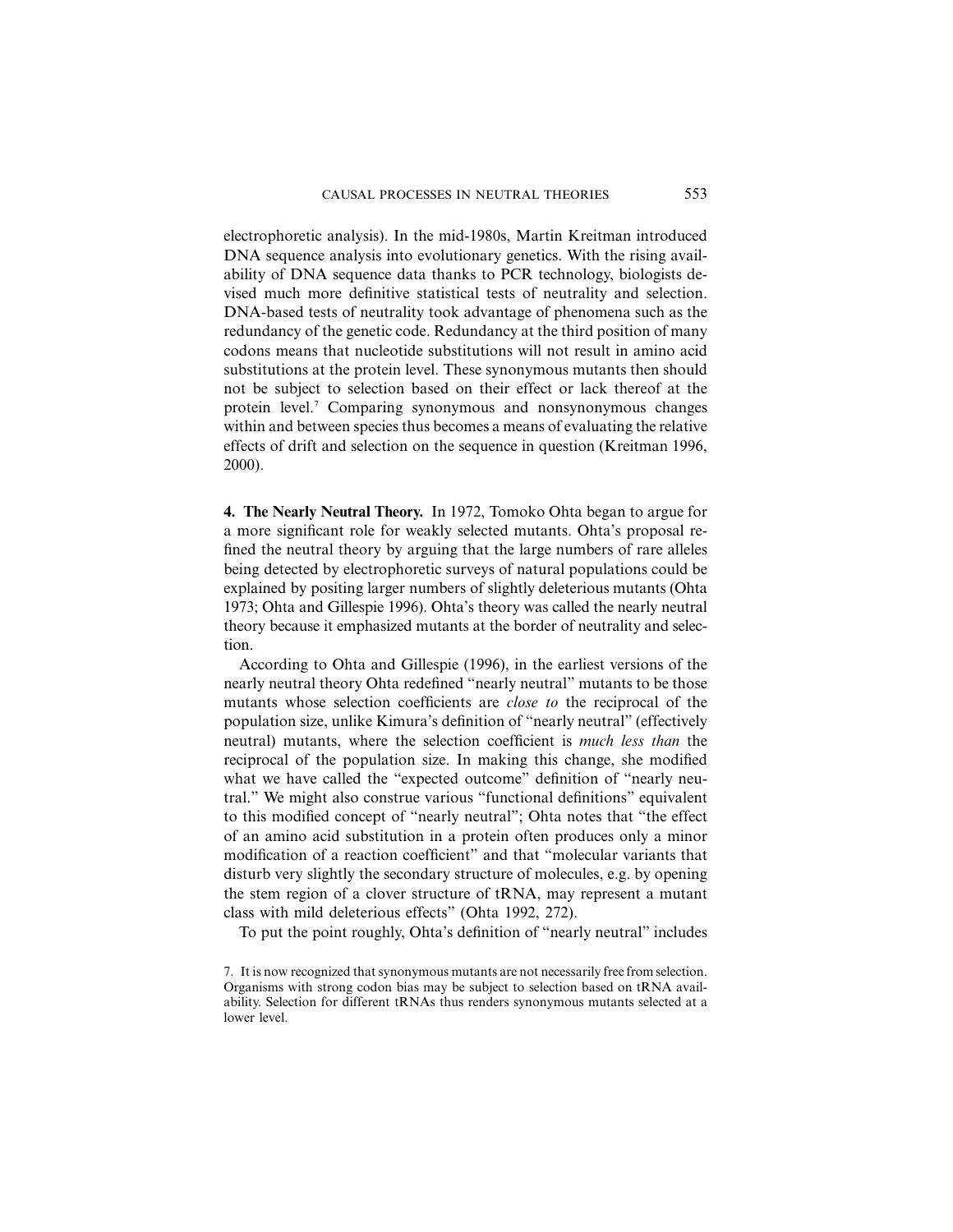electrophoretic analysis). In the mid-1980s, Martin Kreitman introduced DNA sequence analysis into evolutionary genetics. With the rising availability of DNA sequence data thanks to PCR technology, biologists devised much more definitive statistical tests of neutrality and selection. DNA-based tests of neutrality took advantage of phenomena such as the redundancy of the genetic code. Redundancy at the third position of many codons means that nucleotide substitutions will not result in amino acid substitutions at the protein level. These synonymous mutants then should not be subject to selection based on their effect or lack thereof at the protein level.[7] Comparing synonymous and nonsynonymous changes within and between species thus becomes a means of evaluating the relative effects of drift and selection on the sequence in question (Kreitman 1996, 2000).

**4. The Nearly Neutral Theory.** In 1972, Tomoko Ohta began to argue for a more significant role for weakly selected mutants. Ohta's proposal refined the neutral theory by arguing that the large numbers of rare alleles being detected by electrophoretic surveys of natural populations could be explained by positing larger numbers of slightly deleterious mutants (Ohta 1973; Ohta and Gillespie 1996). Ohta's theory was called the nearly neutral theory because it emphasized mutants at the border of neutrality and selection.

According to Ohta and Gillespie (1996), in the earliest versions of the nearly neutral theory Ohta redefined "nearly neutral" mutants to be those mutants whose selection coefficients are *close to* the reciprocal of the population size, unlike Kimura's definition of "nearly neutral" (effectively neutral) mutants, where the selection coefficient is *much less than* the reciprocal of the population size. In making this change, she modified what we have called the "expected outcome" definition of "nearly neutral." We might also construe various "functional definitions" equivalent to this modified concept of "nearly neutral"; Ohta notes that "the effect of an amino acid substitution in a protein often produces only a minor modification of a reaction coefficient" and that "molecular variants that disturb very slightly the secondary structure of molecules, e.g. by opening the stem region of a clover structure of tRNA, may represent a mutant class with mild deleterious effects" (Ohta 1992, 272).

To put the point roughly, Ohta's definition of "nearly neutral" includes

7. It is now recognized that synonymous mutants are not necessarily free from selection. Organisms with strong codon bias may be subject to selection based on tRNA availability. Selection for different tRNAs thus renders synonymous mutants selected at a lower level.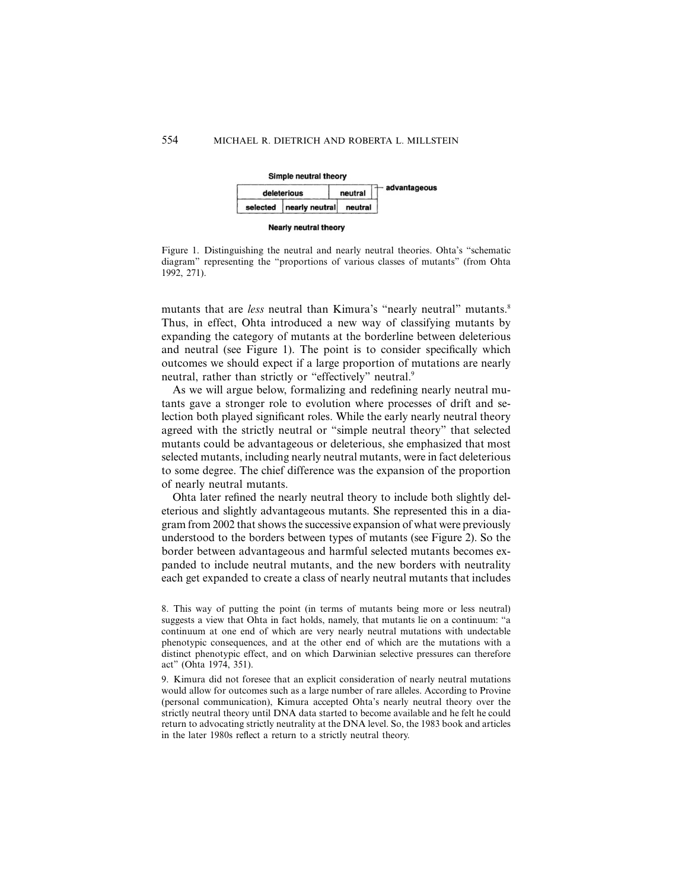**Simple neutral theory**

| deleterious | | neutral | advantageous |
|---|---|---|---|
| selected | nearly neutral | neutral | |

**Nearly neutral theory**

Figure 1. Distinguishing the neutral and nearly neutral theories. Ohta's "schematic diagram" representing the "proportions of various classes of mutants" (from Ohta 1992, 271).

mutants that are *less* neutral than Kimura's "nearly neutral" mutants.[8] Thus, in effect, Ohta introduced a new way of classifying mutants by expanding the category of mutants at the borderline between deleterious and neutral (see Figure 1). The point is to consider specifically which outcomes we should expect if a large proportion of mutations are nearly neutral, rather than strictly or "effectively" neutral.[9]

As we will argue below, formalizing and redefining nearly neutral mutants gave a stronger role to evolution where processes of drift and selection both played significant roles. While the early nearly neutral theory agreed with the strictly neutral or "simple neutral theory" that selected mutants could be advantageous or deleterious, she emphasized that most selected mutants, including nearly neutral mutants, were in fact deleterious to some degree. The chief difference was the expansion of the proportion of nearly neutral mutants.

Ohta later refined the nearly neutral theory to include both slightly deleterious and slightly advantageous mutants. She represented this in a diagram from 2002 that shows the successive expansion of what were previously understood to the borders between types of mutants (see Figure 2). So the border between advantageous and harmful selected mutants becomes expanded to include neutral mutants, and the new borders with neutrality each get expanded to create a class of nearly neutral mutants that includes

8. This way of putting the point (in terms of mutants being more or less neutral) suggests a view that Ohta in fact holds, namely, that mutants lie on a continuum: "a continuum at one end of which are very nearly neutral mutations with undectable phenotypic consequences, and at the other end of which are the mutations with a distinct phenotypic effect, and on which Darwinian selective pressures can therefore act" (Ohta 1974, 351).

9. Kimura did not foresee that an explicit consideration of nearly neutral mutations would allow for outcomes such as a large number of rare alleles. According to Provine (personal communication), Kimura accepted Ohta's nearly neutral theory over the strictly neutral theory until DNA data started to become available and he felt he could return to advocating strictly neutrality at the DNA level. So, the 1983 book and articles in the later 1980s reflect a return to a strictly neutral theory.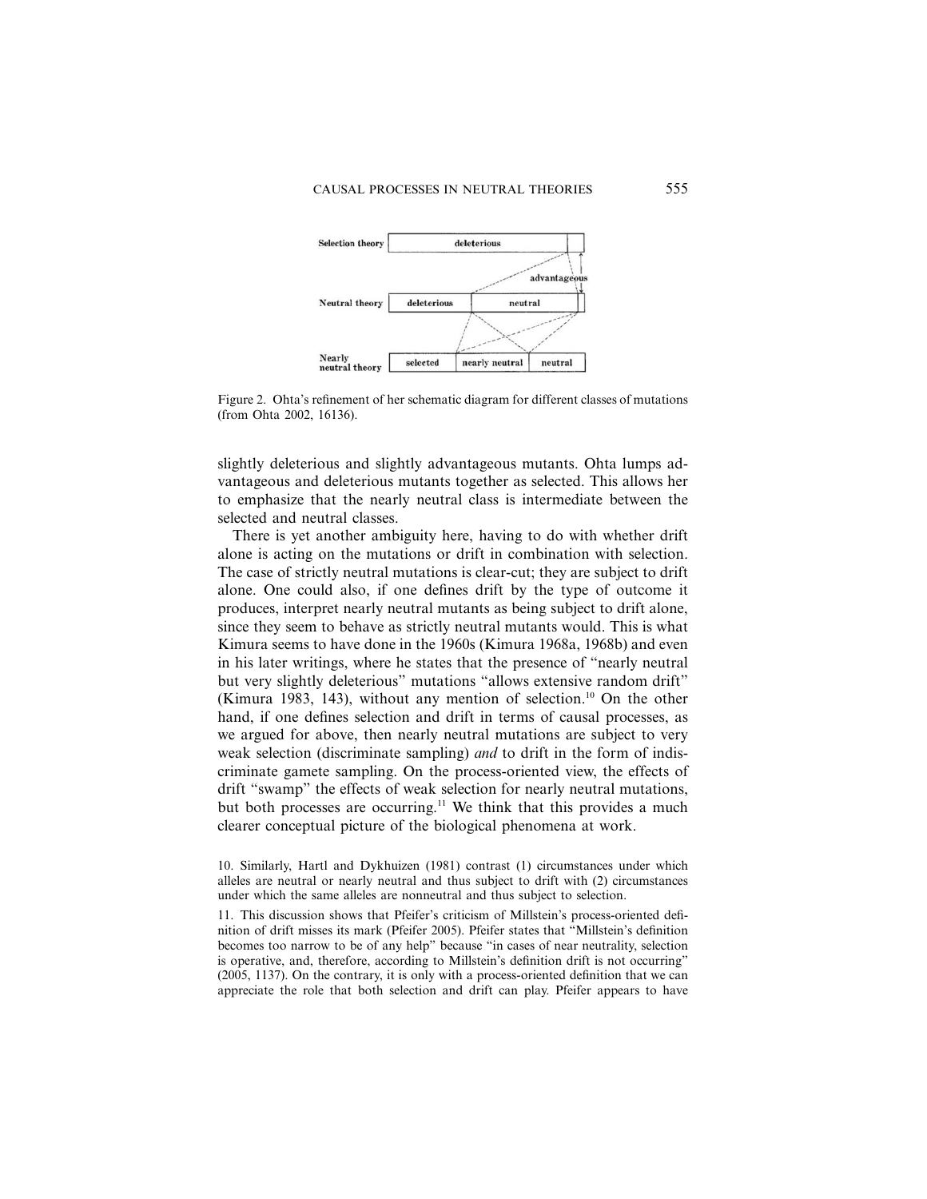Figure 2. Ohta's refinement of her schematic diagram for different classes of mutations (from Ohta 2002, 16136).

slightly deleterious and slightly advantageous mutants. Ohta lumps advantageous and deleterious mutants together as selected. This allows her to emphasize that the nearly neutral class is intermediate between the selected and neutral classes.

There is yet another ambiguity here, having to do with whether drift alone is acting on the mutations or drift in combination with selection. The case of strictly neutral mutations is clear-cut; they are subject to drift alone. One could also, if one defines drift by the type of outcome it produces, interpret nearly neutral mutants as being subject to drift alone, since they seem to behave as strictly neutral mutants would. This is what Kimura seems to have done in the 1960s (Kimura 1968a, 1968b) and even in his later writings, where he states that the presence of "nearly neutral but very slightly deleterious" mutations "allows extensive random drift" (Kimura 1983, 143), without any mention of selection.[10] On the other hand, if one defines selection and drift in terms of causal processes, as we argued for above, then nearly neutral mutations are subject to very weak selection (discriminate sampling) *and* to drift in the form of indiscriminate gamete sampling. On the process-oriented view, the effects of drift "swamp" the effects of weak selection for nearly neutral mutations, but both processes are occurring.[11] We think that this provides a much clearer conceptual picture of the biological phenomena at work.

10. Similarly, Hartl and Dykhuizen (1981) contrast (1) circumstances under which alleles are neutral or nearly neutral and thus subject to drift with (2) circumstances under which the same alleles are nonneutral and thus subject to selection.

11. This discussion shows that Pfeifer's criticism of Millstein's process-oriented definition of drift misses its mark (Pfeifer 2005). Pfeifer states that "Millstein's definition becomes too narrow to be of any help" because "in cases of near neutrality, selection is operative, and, therefore, according to Millstein's definition drift is not occurring" (2005, 1137). On the contrary, it is only with a process-oriented definition that we can appreciate the role that both selection and drift can play. Pfeifer appears to have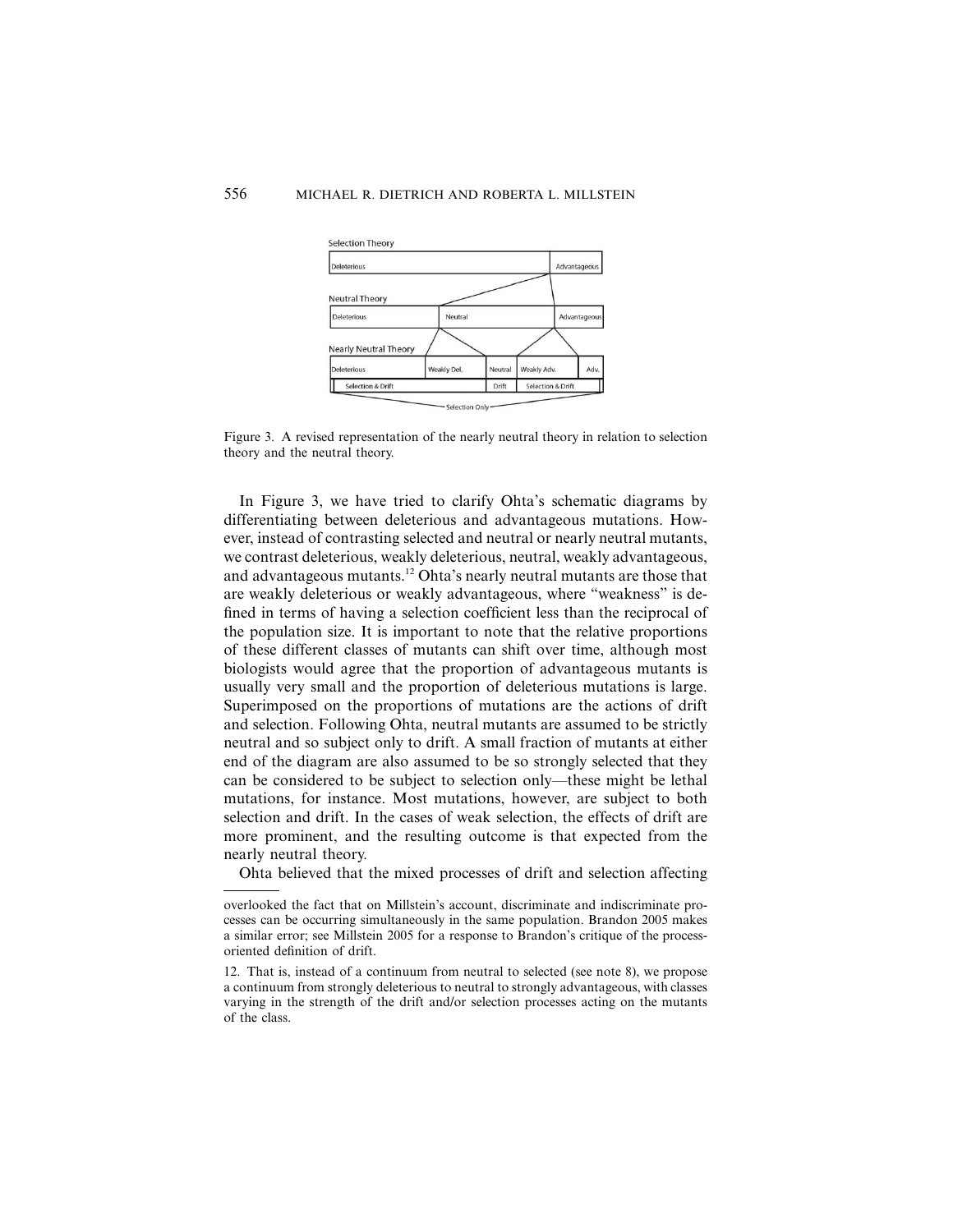Selection Theory

| Deleterious | Advantageous |
|---|---|

Neutral Theory

| Deleterious | Neutral | Advantageous |
|---|---|---|

Nearly Neutral Theory

| Deleterious | Weakly Del. | Neutral | Weakly Adv. | Adv. |
|---|---|---|---|---|
| Selection & Drift | | Drift | Selection & Drift | |

Selection Only

Figure 3. A revised representation of the nearly neutral theory in relation to selection theory and the neutral theory.

In Figure 3, we have tried to clarify Ohta's schematic diagrams by differentiating between deleterious and advantageous mutations. However, instead of contrasting selected and neutral or nearly neutral mutants, we contrast deleterious, weakly deleterious, neutral, weakly advantageous, and advantageous mutants.[12] Ohta's nearly neutral mutants are those that are weakly deleterious or weakly advantageous, where "weakness" is defined in terms of having a selection coefficient less than the reciprocal of the population size. It is important to note that the relative proportions of these different classes of mutants can shift over time, although most biologists would agree that the proportion of advantageous mutants is usually very small and the proportion of deleterious mutations is large. Superimposed on the proportions of mutations are the actions of drift and selection. Following Ohta, neutral mutants are assumed to be strictly neutral and so subject only to drift. A small fraction of mutants at either end of the diagram are also assumed to be so strongly selected that they can be considered to be subject to selection only—these might be lethal mutations, for instance. Most mutations, however, are subject to both selection and drift. In the cases of weak selection, the effects of drift are more prominent, and the resulting outcome is that expected from the nearly neutral theory.

Ohta believed that the mixed processes of drift and selection affecting

---

overlooked the fact that on Millstein's account, discriminate and indiscriminate processes can be occurring simultaneously in the same population. Brandon 2005 makes a similar error; see Millstein 2005 for a response to Brandon's critique of the process-oriented definition of drift.

12. That is, instead of a continuum from neutral to selected (see note 8), we propose a continuum from strongly deleterious to neutral to strongly advantageous, with classes varying in the strength of the drift and/or selection processes acting on the mutants of the class.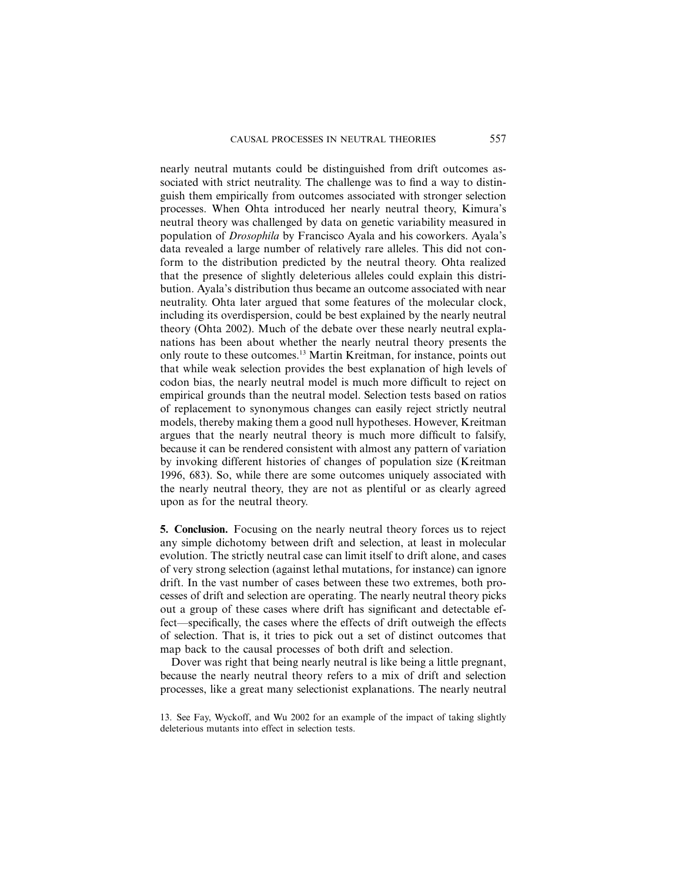nearly neutral mutants could be distinguished from drift outcomes associated with strict neutrality. The challenge was to find a way to distinguish them empirically from outcomes associated with stronger selection processes. When Ohta introduced her nearly neutral theory, Kimura's neutral theory was challenged by data on genetic variability measured in population of *Drosophila* by Francisco Ayala and his coworkers. Ayala's data revealed a large number of relatively rare alleles. This did not conform to the distribution predicted by the neutral theory. Ohta realized that the presence of slightly deleterious alleles could explain this distribution. Ayala's distribution thus became an outcome associated with near neutrality. Ohta later argued that some features of the molecular clock, including its overdispersion, could be best explained by the nearly neutral theory (Ohta 2002). Much of the debate over these nearly neutral explanations has been about whether the nearly neutral theory presents the only route to these outcomes.[13] Martin Kreitman, for instance, points out that while weak selection provides the best explanation of high levels of codon bias, the nearly neutral model is much more difficult to reject on empirical grounds than the neutral model. Selection tests based on ratios of replacement to synonymous changes can easily reject strictly neutral models, thereby making them a good null hypotheses. However, Kreitman argues that the nearly neutral theory is much more difficult to falsify, because it can be rendered consistent with almost any pattern of variation by invoking different histories of changes of population size (Kreitman 1996, 683). So, while there are some outcomes uniquely associated with the nearly neutral theory, they are not as plentiful or as clearly agreed upon as for the neutral theory.

**5. Conclusion.** Focusing on the nearly neutral theory forces us to reject any simple dichotomy between drift and selection, at least in molecular evolution. The strictly neutral case can limit itself to drift alone, and cases of very strong selection (against lethal mutations, for instance) can ignore drift. In the vast number of cases between these two extremes, both processes of drift and selection are operating. The nearly neutral theory picks out a group of these cases where drift has significant and detectable effect—specifically, the cases where the effects of drift outweigh the effects of selection. That is, it tries to pick out a set of distinct outcomes that map back to the causal processes of both drift and selection.

Dover was right that being nearly neutral is like being a little pregnant, because the nearly neutral theory refers to a mix of drift and selection processes, like a great many selectionist explanations. The nearly neutral

13. See Fay, Wyckoff, and Wu 2002 for an example of the impact of taking slightly deleterious mutants into effect in selection tests.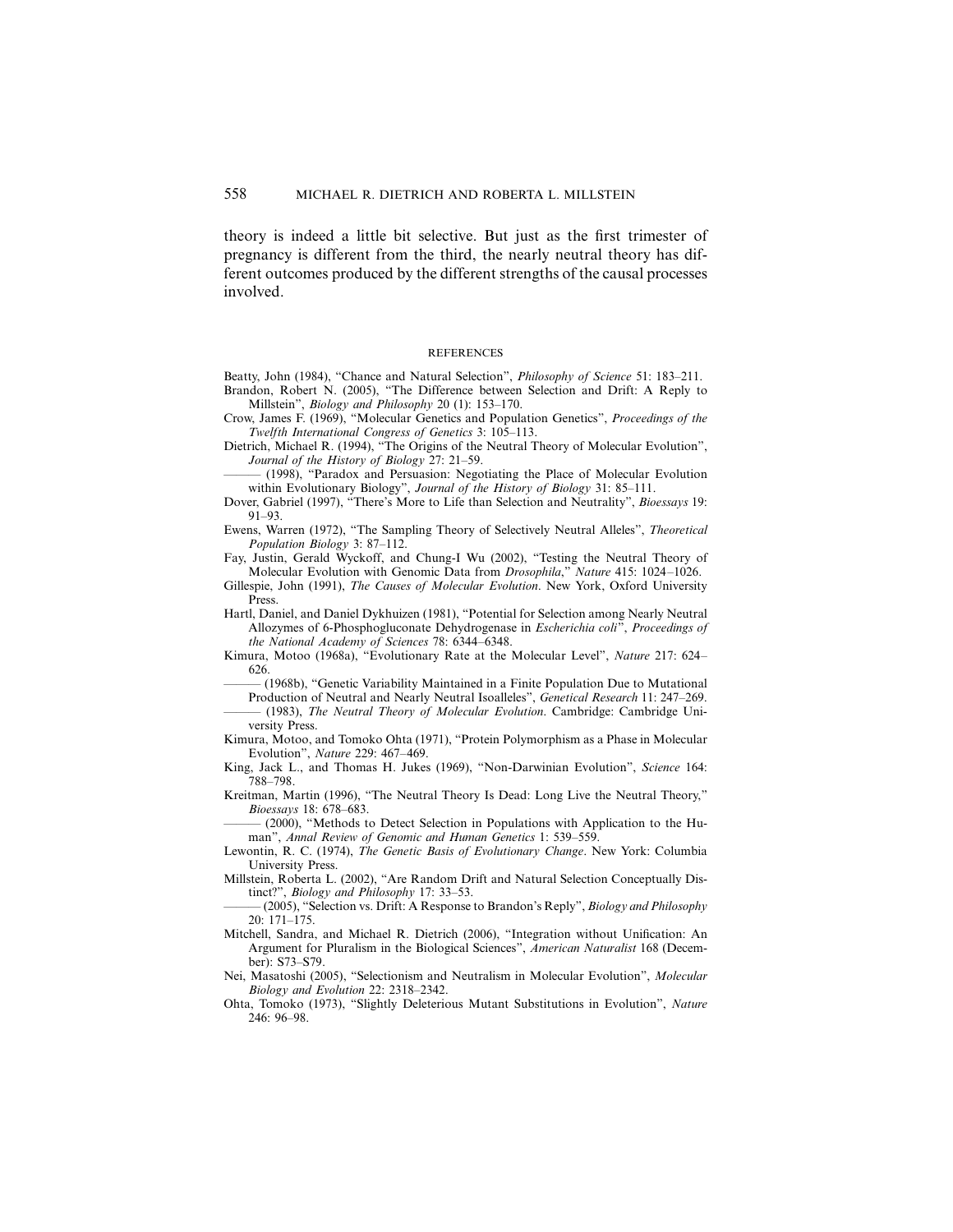theory is indeed a little bit selective. But just as the first trimester of pregnancy is different from the third, the nearly neutral theory has different outcomes produced by the different strengths of the causal processes involved.

## REFERENCES

Beatty, John (1984), "Chance and Natural Selection", *Philosophy of Science* 51: 183–211.

Brandon, Robert N. (2005), "The Difference between Selection and Drift: A Reply to Millstein", *Biology and Philosophy* 20 (1): 153–170.

Crow, James F. (1969), "Molecular Genetics and Population Genetics", *Proceedings of the Twelfth International Congress of Genetics* 3: 105–113.

Dietrich, Michael R. (1994), "The Origins of the Neutral Theory of Molecular Evolution", *Journal of the History of Biology* 27: 21–59.

——— (1998), "Paradox and Persuasion: Negotiating the Place of Molecular Evolution within Evolutionary Biology", *Journal of the History of Biology* 31: 85–111.

Dover, Gabriel (1997), "There's More to Life than Selection and Neutrality", *Bioessays* 19: 91–93.

Ewens, Warren (1972), "The Sampling Theory of Selectively Neutral Alleles", *Theoretical Population Biology* 3: 87–112.

Fay, Justin, Gerald Wyckoff, and Chung-I Wu (2002), "Testing the Neutral Theory of Molecular Evolution with Genomic Data from *Drosophila*," *Nature* 415: 1024–1026.

Gillespie, John (1991), *The Causes of Molecular Evolution*. New York, Oxford University Press.

Hartl, Daniel, and Daniel Dykhuizen (1981), "Potential for Selection among Nearly Neutral Allozymes of 6-Phosphogluconate Dehydrogenase in *Escherichia coli*", *Proceedings of the National Academy of Sciences* 78: 6344–6348.

Kimura, Motoo (1968a), "Evolutionary Rate at the Molecular Level", *Nature* 217: 624–626.

——— (1968b), "Genetic Variability Maintained in a Finite Population Due to Mutational Production of Neutral and Nearly Neutral Isoalleles", *Genetical Research* 11: 247–269.

——— (1983), *The Neutral Theory of Molecular Evolution*. Cambridge: Cambridge University Press.

Kimura, Motoo, and Tomoko Ohta (1971), "Protein Polymorphism as a Phase in Molecular Evolution", *Nature* 229: 467–469.

King, Jack L., and Thomas H. Jukes (1969), "Non-Darwinian Evolution", *Science* 164: 788–798.

Kreitman, Martin (1996), "The Neutral Theory Is Dead: Long Live the Neutral Theory," *Bioessays* 18: 678–683.

——— (2000), "Methods to Detect Selection in Populations with Application to the Human", *Annal Review of Genomic and Human Genetics* 1: 539–559.

Lewontin, R. C. (1974), *The Genetic Basis of Evolutionary Change*. New York: Columbia University Press.

Millstein, Roberta L. (2002), "Are Random Drift and Natural Selection Conceptually Distinct?", *Biology and Philosophy* 17: 33–53.

——— (2005), "Selection vs. Drift: A Response to Brandon's Reply", *Biology and Philosophy* 20: 171–175.

Mitchell, Sandra, and Michael R. Dietrich (2006), "Integration without Unification: An Argument for Pluralism in the Biological Sciences", *American Naturalist* 168 (December): S73–S79.

Nei, Masatoshi (2005), "Selectionism and Neutralism in Molecular Evolution", *Molecular Biology and Evolution* 22: 2318–2342.

Ohta, Tomoko (1973), "Slightly Deleterious Mutant Substitutions in Evolution", *Nature* 246: 96–98.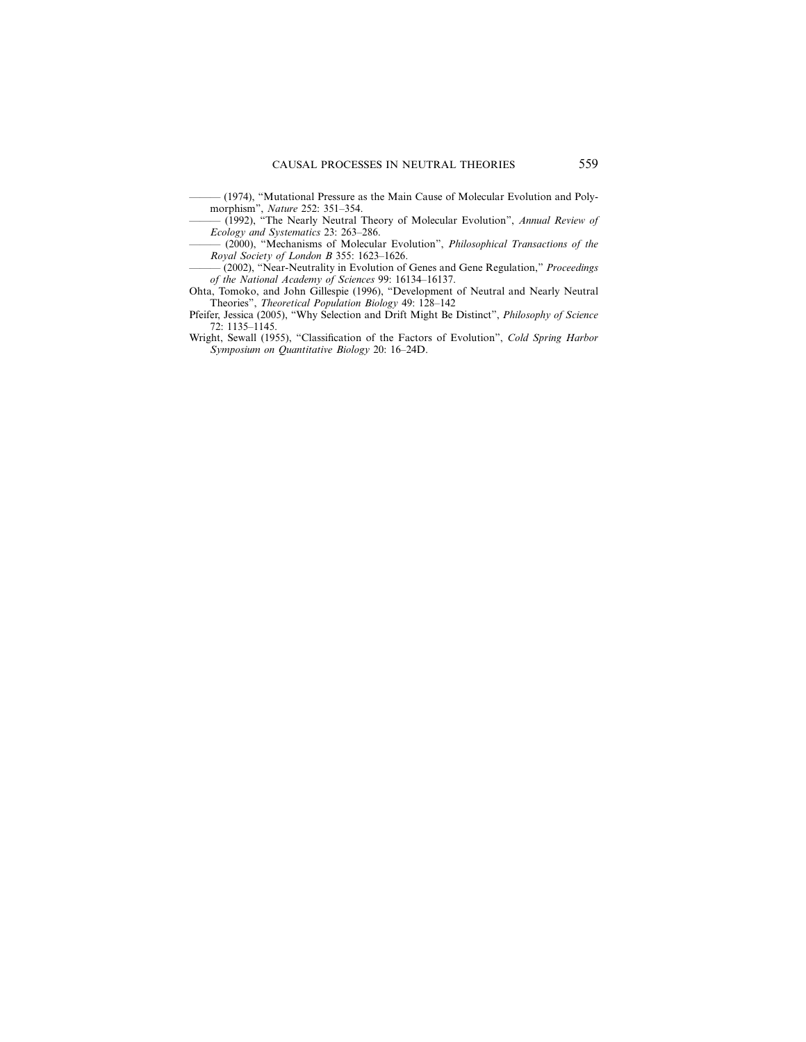——— (1974), "Mutational Pressure as the Main Cause of Molecular Evolution and Polymorphism", *Nature* 252: 351–354.

——— (1992), "The Nearly Neutral Theory of Molecular Evolution", *Annual Review of Ecology and Systematics* 23: 263–286.

——— (2000), "Mechanisms of Molecular Evolution", *Philosophical Transactions of the Royal Society of London B* 355: 1623–1626.

——— (2002), "Near-Neutrality in Evolution of Genes and Gene Regulation," *Proceedings of the National Academy of Sciences* 99: 16134–16137.

Ohta, Tomoko, and John Gillespie (1996), "Development of Neutral and Nearly Neutral Theories", *Theoretical Population Biology* 49: 128–142

Pfeifer, Jessica (2005), "Why Selection and Drift Might Be Distinct", *Philosophy of Science* 72: 1135–1145.

Wright, Sewall (1955), "Classification of the Factors of Evolution", *Cold Spring Harbor Symposium on Quantitative Biology* 20: 16–24D.